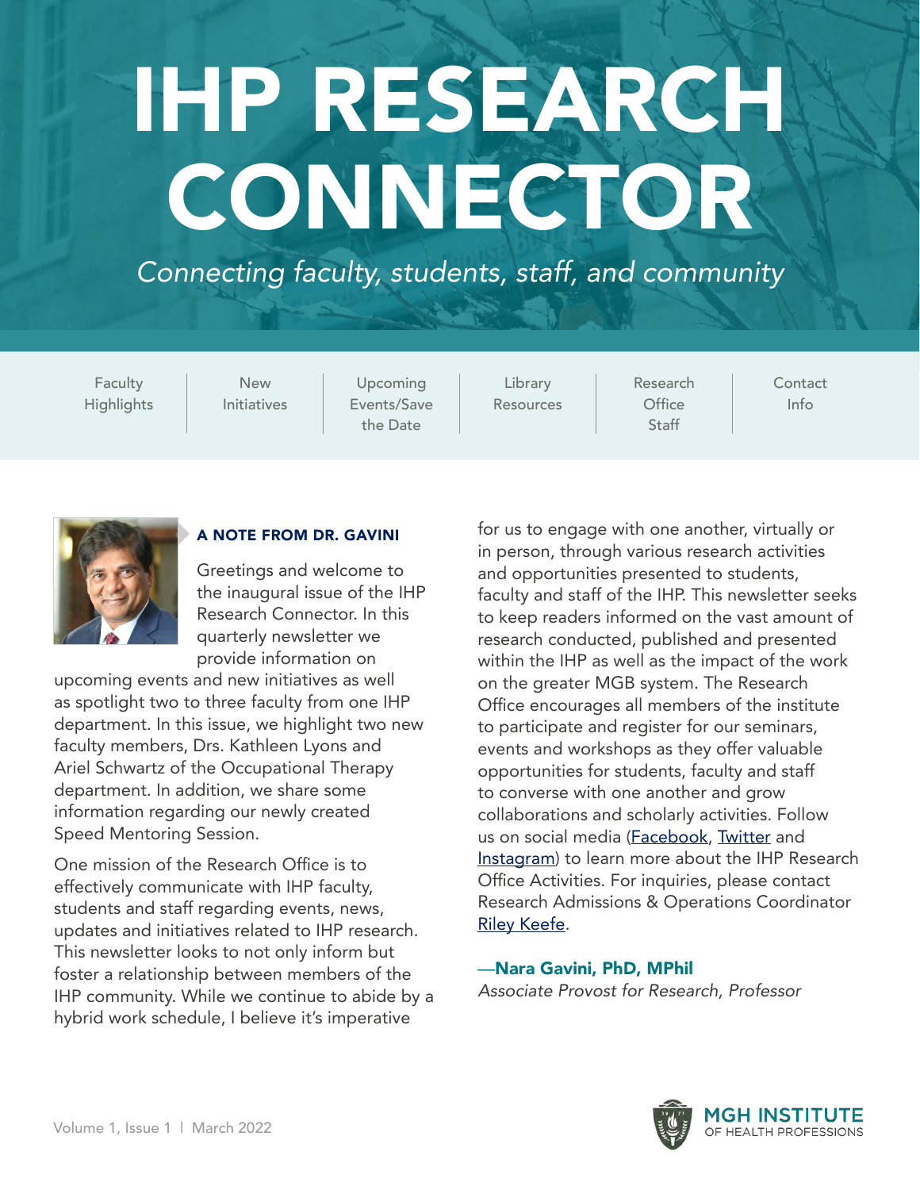# IHP RESEARCH CONNECTOR

*Connecting faculty, students, staff, and community*

| Faculty Highlights | New Initiatives | Upcoming Events/Save the Date | Library Resources | Research Office Staff | Contact Info |
|---|---|---|---|---|---|

## A NOTE FROM DR. GAVINI

Greetings and welcome to the inaugural issue of the IHP Research Connector. In this quarterly newsletter we provide information on upcoming events and new initiatives as well as spotlight two to three faculty from one IHP department. In this issue, we highlight two new faculty members, Drs. Kathleen Lyons and Ariel Schwartz of the Occupational Therapy department. In addition, we share some information regarding our newly created Speed Mentoring Session.

One mission of the Research Office is to effectively communicate with IHP faculty, students and staff regarding events, news, updates and initiatives related to IHP research. This newsletter looks to not only inform but foster a relationship between members of the IHP community. While we continue to abide by a hybrid work schedule, I believe it's imperative for us to engage with one another, virtually or in person, through various research activities and opportunities presented to students, faculty and staff of the IHP. This newsletter seeks to keep readers informed on the vast amount of research conducted, published and presented within the IHP as well as the impact of the work on the greater MGB system. The Research Office encourages all members of the institute to participate and register for our seminars, events and workshops as they offer valuable opportunities for students, faculty and staff to converse with one another and grow collaborations and scholarly activities. Follow us on social media (Facebook, Twitter and Instagram) to learn more about the IHP Research Office Activities. For inquiries, please contact Research Admissions & Operations Coordinator Riley Keefe.

**—Nara Gavini, PhD, MPhil**
*Associate Provost for Research, Professor*

Volume 1, Issue 1 | March 2022

MGH INSTITUTE OF HEALTH PROFESSIONS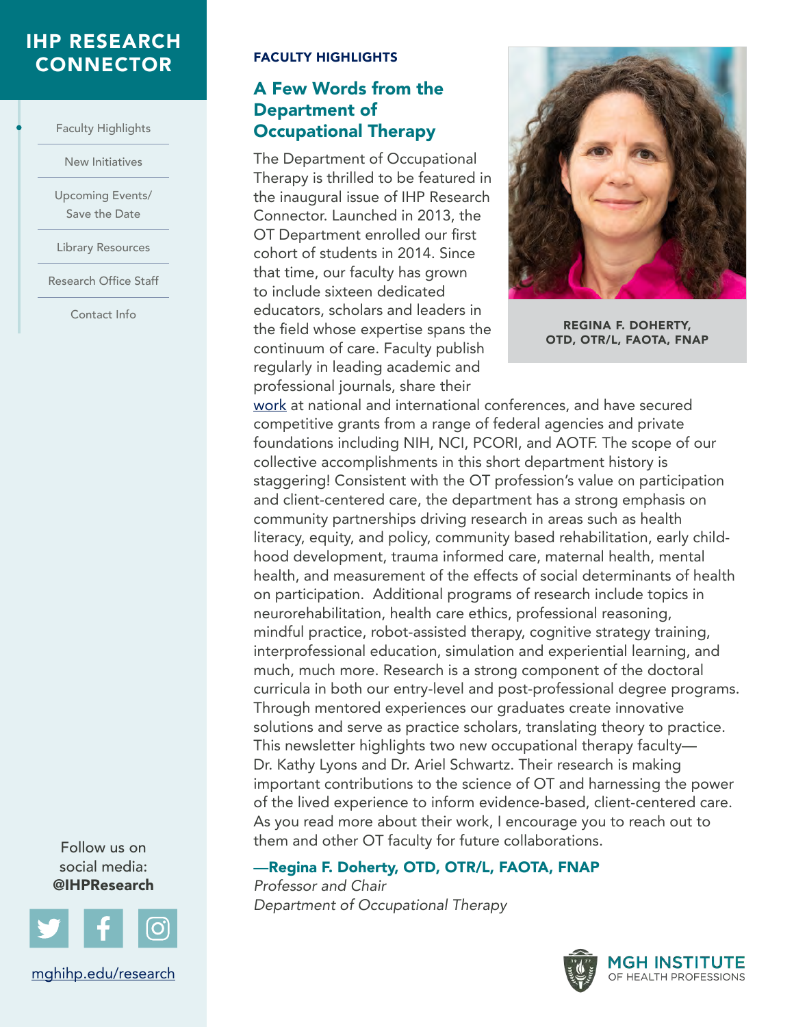# IHP RESEARCH CONNECTOR

- Faculty Highlights
- New Initiatives
- Upcoming Events/ Save the Date
- Library Resources
- Research Office Staff
- Contact Info

**FACULTY HIGHLIGHTS**

## A Few Words from the Department of Occupational Therapy

**REGINA F. DOHERTY, OTD, OTR/L, FAOTA, FNAP**

The Department of Occupational Therapy is thrilled to be featured in the inaugural issue of IHP Research Connector. Launched in 2013, the OT Department enrolled our first cohort of students in 2014. Since that time, our faculty has grown to include sixteen dedicated educators, scholars and leaders in the field whose expertise spans the continuum of care. Faculty publish regularly in leading academic and professional journals, share their work at national and international conferences, and have secured competitive grants from a range of federal agencies and private foundations including NIH, NCI, PCORI, and AOTF. The scope of our collective accomplishments in this short department history is staggering! Consistent with the OT profession's value on participation and client-centered care, the department has a strong emphasis on community partnerships driving research in areas such as health literacy, equity, and policy, community based rehabilitation, early childhood development, trauma informed care, maternal health, mental health, and measurement of the effects of social determinants of health on participation. Additional programs of research include topics in neurorehabilitation, health care ethics, professional reasoning, mindful practice, robot-assisted therapy, cognitive strategy training, interprofessional education, simulation and experiential learning, and much, much more. Research is a strong component of the doctoral curricula in both our entry-level and post-professional degree programs. Through mentored experiences our graduates create innovative solutions and serve as practice scholars, translating theory to practice. This newsletter highlights two new occupational therapy faculty—Dr. Kathy Lyons and Dr. Ariel Schwartz. Their research is making important contributions to the science of OT and harnessing the power of the lived experience to inform evidence-based, client-centered care. As you read more about their work, I encourage you to reach out to them and other OT faculty for future collaborations.

**—Regina F. Doherty, OTD, OTR/L, FAOTA, FNAP**
*Professor and Chair*
*Department of Occupational Therapy*

Follow us on social media: **@IHPResearch**

mghihp.edu/research

MGH INSTITUTE OF HEALTH PROFESSIONS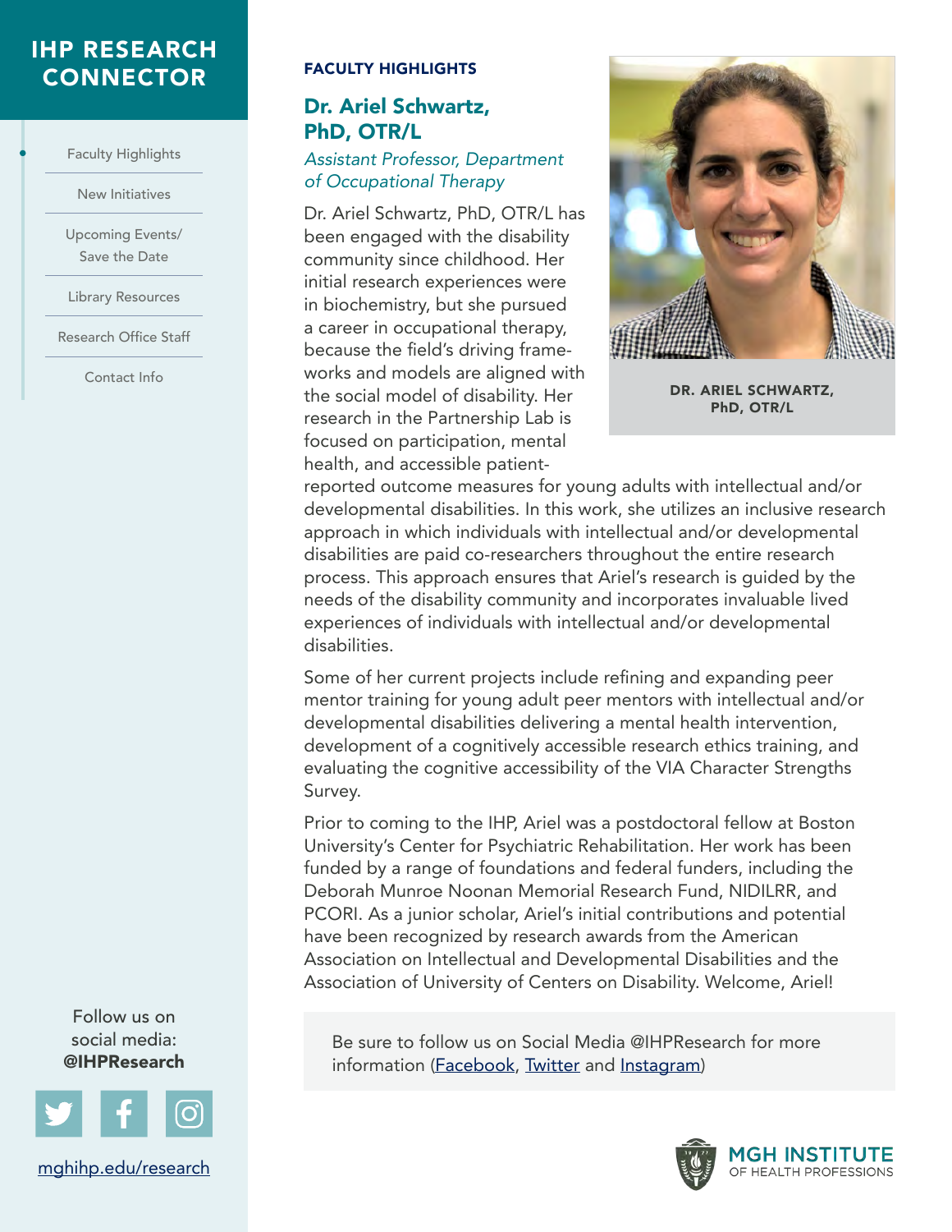# IHP RESEARCH CONNECTOR

- Faculty Highlights
- New Initiatives
- Upcoming Events/ Save the Date
- Library Resources
- Research Office Staff
- Contact Info

## FACULTY HIGHLIGHTS

### Dr. Ariel Schwartz, PhD, OTR/L

*Assistant Professor, Department of Occupational Therapy*

DR. ARIEL SCHWARTZ, PhD, OTR/L

Dr. Ariel Schwartz, PhD, OTR/L has been engaged with the disability community since childhood. Her initial research experiences were in biochemistry, but she pursued a career in occupational therapy, because the field's driving frameworks and models are aligned with the social model of disability. Her research in the Partnership Lab is focused on participation, mental health, and accessible patient-reported outcome measures for young adults with intellectual and/or developmental disabilities. In this work, she utilizes an inclusive research approach in which individuals with intellectual and/or developmental disabilities are paid co-researchers throughout the entire research process. This approach ensures that Ariel's research is guided by the needs of the disability community and incorporates invaluable lived experiences of individuals with intellectual and/or developmental disabilities.

Some of her current projects include refining and expanding peer mentor training for young adult peer mentors with intellectual and/or developmental disabilities delivering a mental health intervention, development of a cognitively accessible research ethics training, and evaluating the cognitive accessibility of the VIA Character Strengths Survey.

Prior to coming to the IHP, Ariel was a postdoctoral fellow at Boston University's Center for Psychiatric Rehabilitation. Her work has been funded by a range of foundations and federal funders, including the Deborah Munroe Noonan Memorial Research Fund, NIDILRR, and PCORI. As a junior scholar, Ariel's initial contributions and potential have been recognized by research awards from the American Association on Intellectual and Developmental Disabilities and the Association of University of Centers on Disability. Welcome, Ariel!

Be sure to follow us on Social Media @IHPResearch for more information (Facebook, Twitter and Instagram)

Follow us on social media: **@IHPResearch**

mghihp.edu/research

MGH INSTITUTE OF HEALTH PROFESSIONS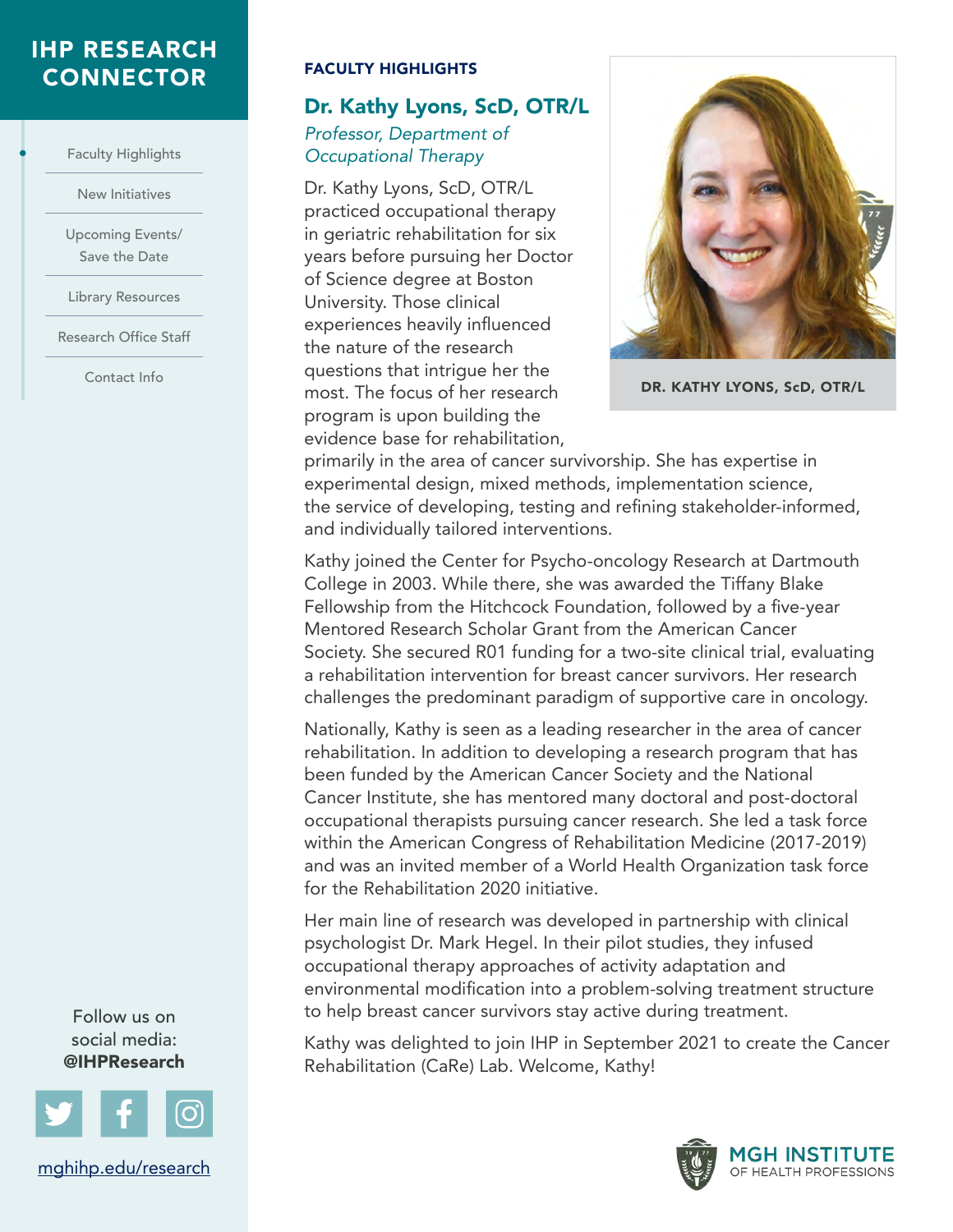# IHP RESEARCH CONNECTOR

- Faculty Highlights
- New Initiatives
- Upcoming Events/ Save the Date
- Library Resources
- Research Office Staff
- Contact Info

## FACULTY HIGHLIGHTS

### Dr. Kathy Lyons, ScD, OTR/L

*Professor, Department of Occupational Therapy*

DR. KATHY LYONS, ScD, OTR/L

Dr. Kathy Lyons, ScD, OTR/L practiced occupational therapy in geriatric rehabilitation for six years before pursuing her Doctor of Science degree at Boston University. Those clinical experiences heavily influenced the nature of the research questions that intrigue her the most. The focus of her research program is upon building the evidence base for rehabilitation, primarily in the area of cancer survivorship. She has expertise in experimental design, mixed methods, implementation science, the service of developing, testing and refining stakeholder-informed, and individually tailored interventions.

Kathy joined the Center for Psycho-oncology Research at Dartmouth College in 2003. While there, she was awarded the Tiffany Blake Fellowship from the Hitchcock Foundation, followed by a five-year Mentored Research Scholar Grant from the American Cancer Society. She secured R01 funding for a two-site clinical trial, evaluating a rehabilitation intervention for breast cancer survivors. Her research challenges the predominant paradigm of supportive care in oncology.

Nationally, Kathy is seen as a leading researcher in the area of cancer rehabilitation. In addition to developing a research program that has been funded by the American Cancer Society and the National Cancer Institute, she has mentored many doctoral and post-doctoral occupational therapists pursuing cancer research. She led a task force within the American Congress of Rehabilitation Medicine (2017-2019) and was an invited member of a World Health Organization task force for the Rehabilitation 2020 initiative.

Her main line of research was developed in partnership with clinical psychologist Dr. Mark Hegel. In their pilot studies, they infused occupational therapy approaches of activity adaptation and environmental modification into a problem-solving treatment structure to help breast cancer survivors stay active during treatment.

Kathy was delighted to join IHP in September 2021 to create the Cancer Rehabilitation (CaRe) Lab. Welcome, Kathy!

Follow us on social media: **@IHPResearch**

mghihp.edu/research

MGH INSTITUTE OF HEALTH PROFESSIONS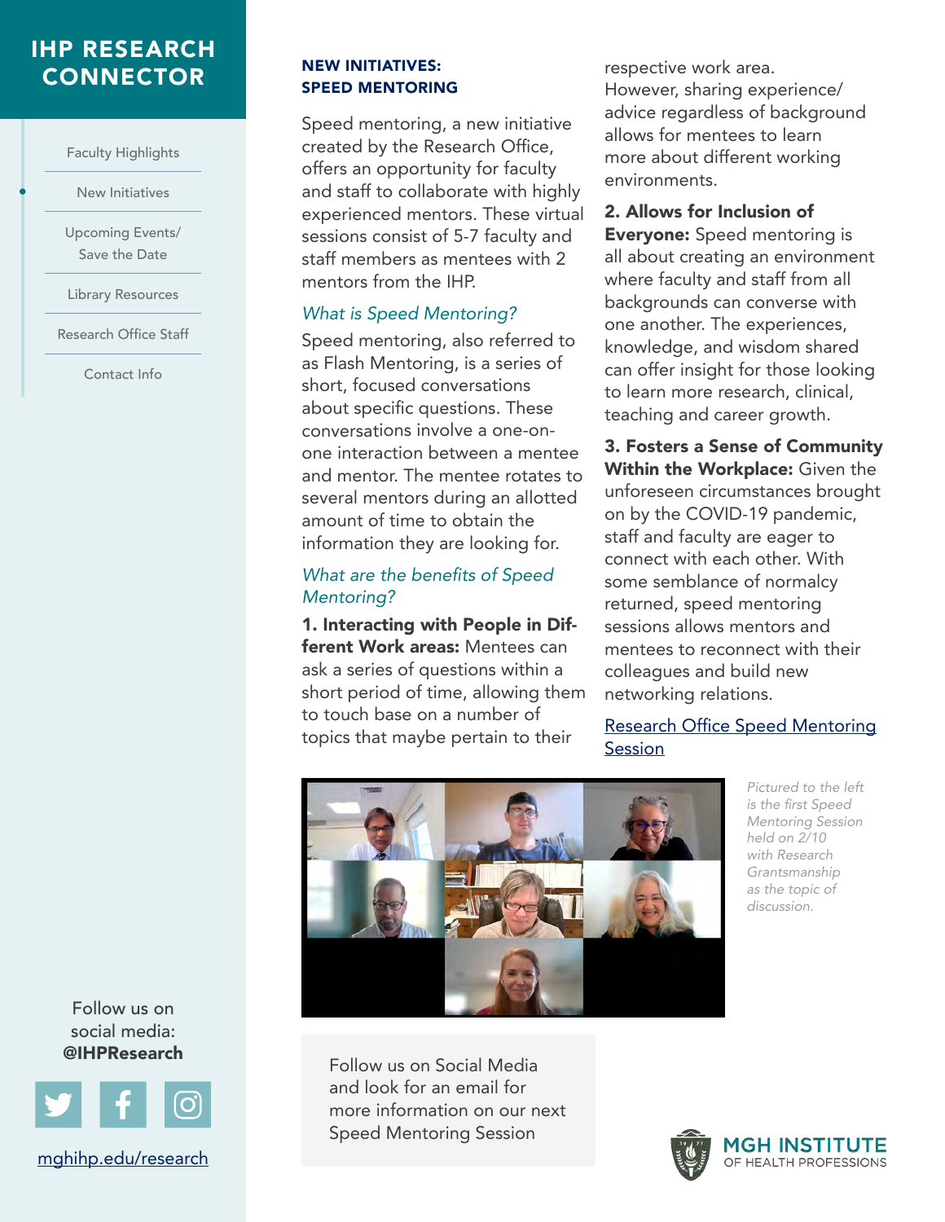# IHP RESEARCH CONNECTOR

- Faculty Highlights
- New Initiatives
- Upcoming Events/ Save the Date
- Library Resources
- Research Office Staff
- Contact Info

## NEW INITIATIVES: SPEED MENTORING

Speed mentoring, a new initiative created by the Research Office, offers an opportunity for faculty and staff to collaborate with highly experienced mentors. These virtual sessions consist of 5-7 faculty and staff members as mentees with 2 mentors from the IHP.

### *What is Speed Mentoring?*

Speed mentoring, also referred to as Flash Mentoring, is a series of short, focused conversations about specific questions. These conversations involve a one-on-one interaction between a mentee and mentor. The mentee rotates to several mentors during an allotted amount of time to obtain the information they are looking for.

### *What are the benefits of Speed Mentoring?*

**1. Interacting with People in Different Work areas:** Mentees can ask a series of questions within a short period of time, allowing them to touch base on a number of topics that maybe pertain to their respective work area. However, sharing experience/ advice regardless of background allows for mentees to learn more about different working environments.

**2. Allows for Inclusion of Everyone:** Speed mentoring is all about creating an environment where faculty and staff from all backgrounds can converse with one another. The experiences, knowledge, and wisdom shared can offer insight for those looking to learn more research, clinical, teaching and career growth.

**3. Fosters a Sense of Community Within the Workplace:** Given the unforeseen circumstances brought on by the COVID-19 pandemic, staff and faculty are eager to connect with each other. With some semblance of normalcy returned, speed mentoring sessions allows mentors and mentees to reconnect with their colleagues and build new networking relations.

Research Office Speed Mentoring Session

*Pictured to the left is the first Speed Mentoring Session held on 2/10 with Research Grantsmanship as the topic of discussion.*

Follow us on Social Media and look for an email for more information on our next Speed Mentoring Session

Follow us on social media: **@IHPResearch**

mghihp.edu/research

MGH INSTITUTE OF HEALTH PROFESSIONS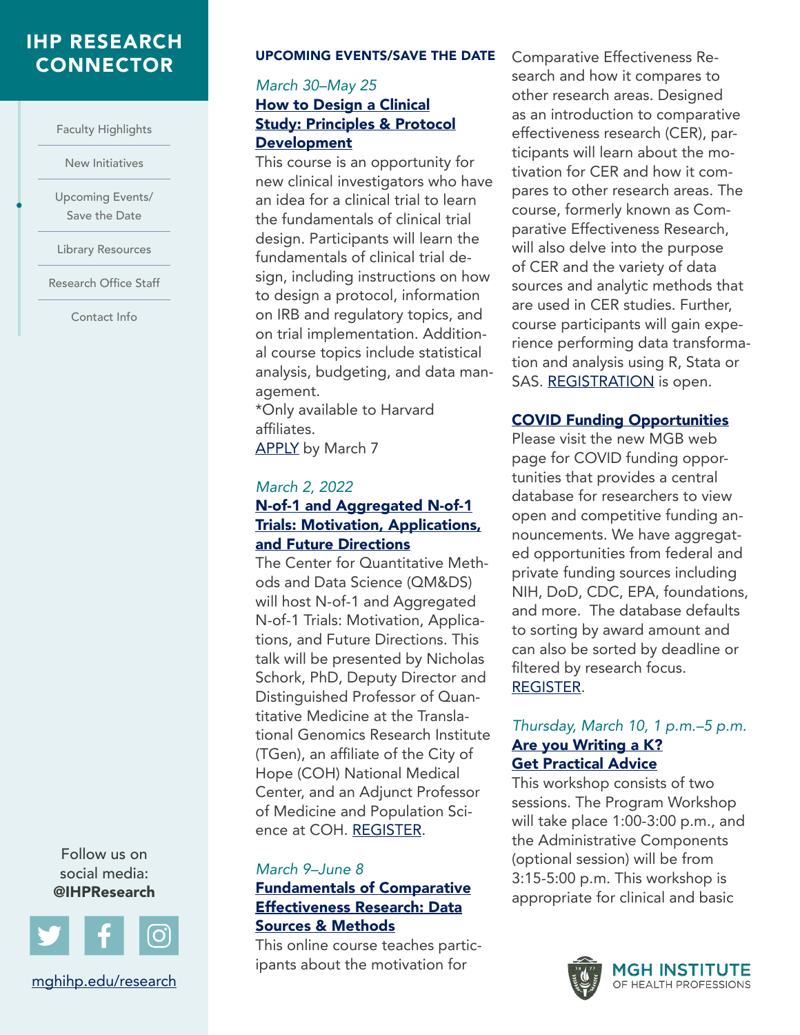# IHP RESEARCH CONNECTOR

- Faculty Highlights
- New Initiatives
- Upcoming Events/ Save the Date
- Library Resources
- Research Office Staff
- Contact Info

## UPCOMING EVENTS/SAVE THE DATE

*March 30–May 25*

### How to Design a Clinical Study: Principles & Protocol Development

This course is an opportunity for new clinical investigators who have an idea for a clinical trial to learn the fundamentals of clinical trial design. Participants will learn the fundamentals of clinical trial design, including instructions on how to design a protocol, information on IRB and regulatory topics, and on trial implementation. Additional course topics include statistical analysis, budgeting, and data management.

*Only available to Harvard affiliates.

APPLY by March 7

*March 2, 2022*

### N-of-1 and Aggregated N-of-1 Trials: Motivation, Applications, and Future Directions

The Center for Quantitative Methods and Data Science (QM&DS) will host N-of-1 and Aggregated N-of-1 Trials: Motivation, Applications, and Future Directions. This talk will be presented by Nicholas Schork, PhD, Deputy Director and Distinguished Professor of Quantitative Medicine at the Translational Genomics Research Institute (TGen), an affiliate of the City of Hope (COH) National Medical Center, and an Adjunct Professor of Medicine and Population Science at COH. REGISTER.

*March 9–June 8*

### Fundamentals of Comparative Effectiveness Research: Data Sources & Methods

This online course teaches participants about the motivation for Comparative Effectiveness Research and how it compares to other research areas. Designed as an introduction to comparative effectiveness research (CER), participants will learn about the motivation for CER and how it compares to other research areas. The course, formerly known as Comparative Effectiveness Research, will also delve into the purpose of CER and the variety of data sources and analytic methods that are used in CER studies. Further, course participants will gain experience performing data transformation and analysis using R, Stata or SAS. REGISTRATION is open.

### COVID Funding Opportunities

Please visit the new MGB web page for COVID funding opportunities that provides a central database for researchers to view open and competitive funding announcements. We have aggregated opportunities from federal and private funding sources including NIH, DoD, CDC, EPA, foundations, and more. The database defaults to sorting by award amount and can also be sorted by deadline or filtered by research focus. REGISTER.

*Thursday, March 10, 1 p.m.–5 p.m.*

### Are you Writing a K? Get Practical Advice

This workshop consists of two sessions. The Program Workshop will take place 1:00-3:00 p.m., and the Administrative Components (optional session) will be from 3:15-5:00 p.m. This workshop is appropriate for clinical and basic

Follow us on social media: **@IHPResearch**

mghihp.edu/research

MGH INSTITUTE OF HEALTH PROFESSIONS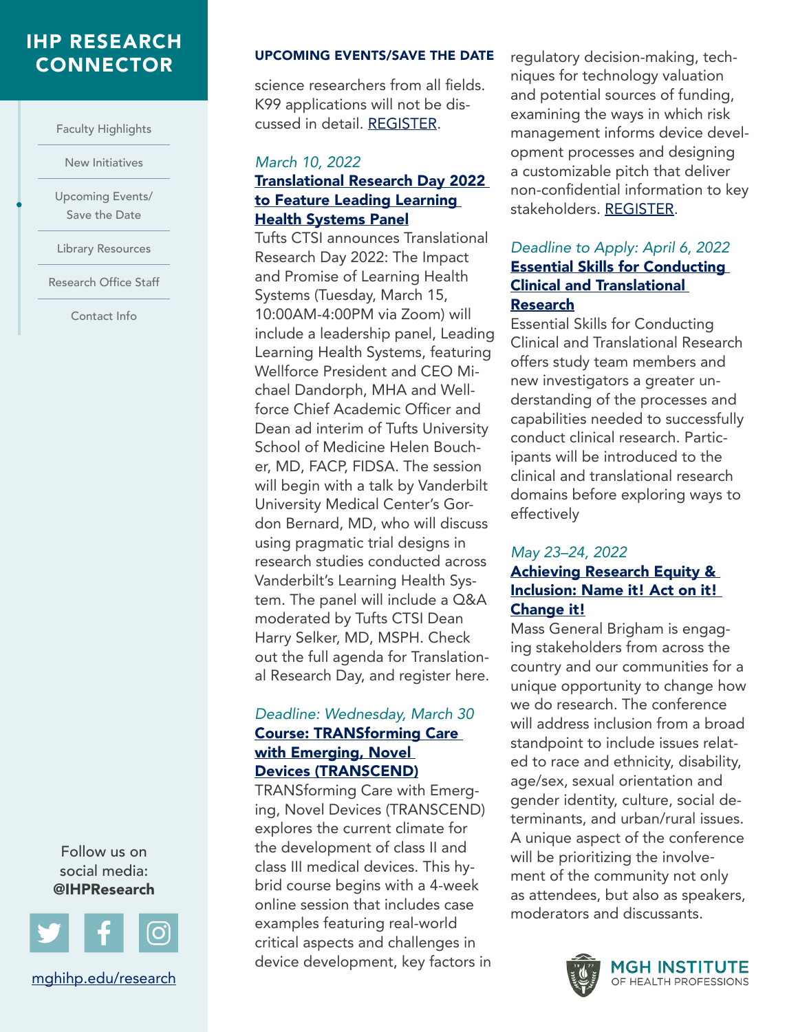# IHP RESEARCH CONNECTOR

- Faculty Highlights
- New Initiatives
- Upcoming Events/ Save the Date
- Library Resources
- Research Office Staff
- Contact Info

Follow us on social media: **@IHPResearch**

mghihp.edu/research

## UPCOMING EVENTS/SAVE THE DATE

science researchers from all fields. K99 applications will not be discussed in detail. REGISTER.

*March 10, 2022*

### Translational Research Day 2022 to Feature Leading Learning Health Systems Panel

Tufts CTSI announces Translational Research Day 2022: The Impact and Promise of Learning Health Systems (Tuesday, March 15, 10:00AM-4:00PM via Zoom) will include a leadership panel, Leading Learning Health Systems, featuring Wellforce President and CEO Michael Dandorph, MHA and Wellforce Chief Academic Officer and Dean ad interim of Tufts University School of Medicine Helen Boucher, MD, FACP, FIDSA. The session will begin with a talk by Vanderbilt University Medical Center's Gordon Bernard, MD, who will discuss using pragmatic trial designs in research studies conducted across Vanderbilt's Learning Health System. The panel will include a Q&A moderated by Tufts CTSI Dean Harry Selker, MD, MSPH. Check out the full agenda for Translational Research Day, and register here.

*Deadline: Wednesday, March 30*

### Course: TRANSforming Care with Emerging, Novel Devices (TRANSCEND)

TRANSforming Care with Emerging, Novel Devices (TRANSCEND) explores the current climate for the development of class II and class III medical devices. This hybrid course begins with a 4-week online session that includes case examples featuring real-world critical aspects and challenges in device development, key factors in regulatory decision-making, techniques for technology valuation and potential sources of funding, examining the ways in which risk management informs device development processes and designing a customizable pitch that deliver non-confidential information to key stakeholders. REGISTER.

*Deadline to Apply: April 6, 2022*

### Essential Skills for Conducting Clinical and Translational Research

Essential Skills for Conducting Clinical and Translational Research offers study team members and new investigators a greater understanding of the processes and capabilities needed to successfully conduct clinical research. Participants will be introduced to the clinical and translational research domains before exploring ways to effectively

*May 23–24, 2022*

### Achieving Research Equity & Inclusion: Name it! Act on it! Change it!

Mass General Brigham is engaging stakeholders from across the country and our communities for a unique opportunity to change how we do research. The conference will address inclusion from a broad standpoint to include issues related to race and ethnicity, disability, age/sex, sexual orientation and gender identity, culture, social determinants, and urban/rural issues. A unique aspect of the conference will be prioritizing the involvement of the community not only as attendees, but also as speakers, moderators and discussants.

MGH INSTITUTE OF HEALTH PROFESSIONS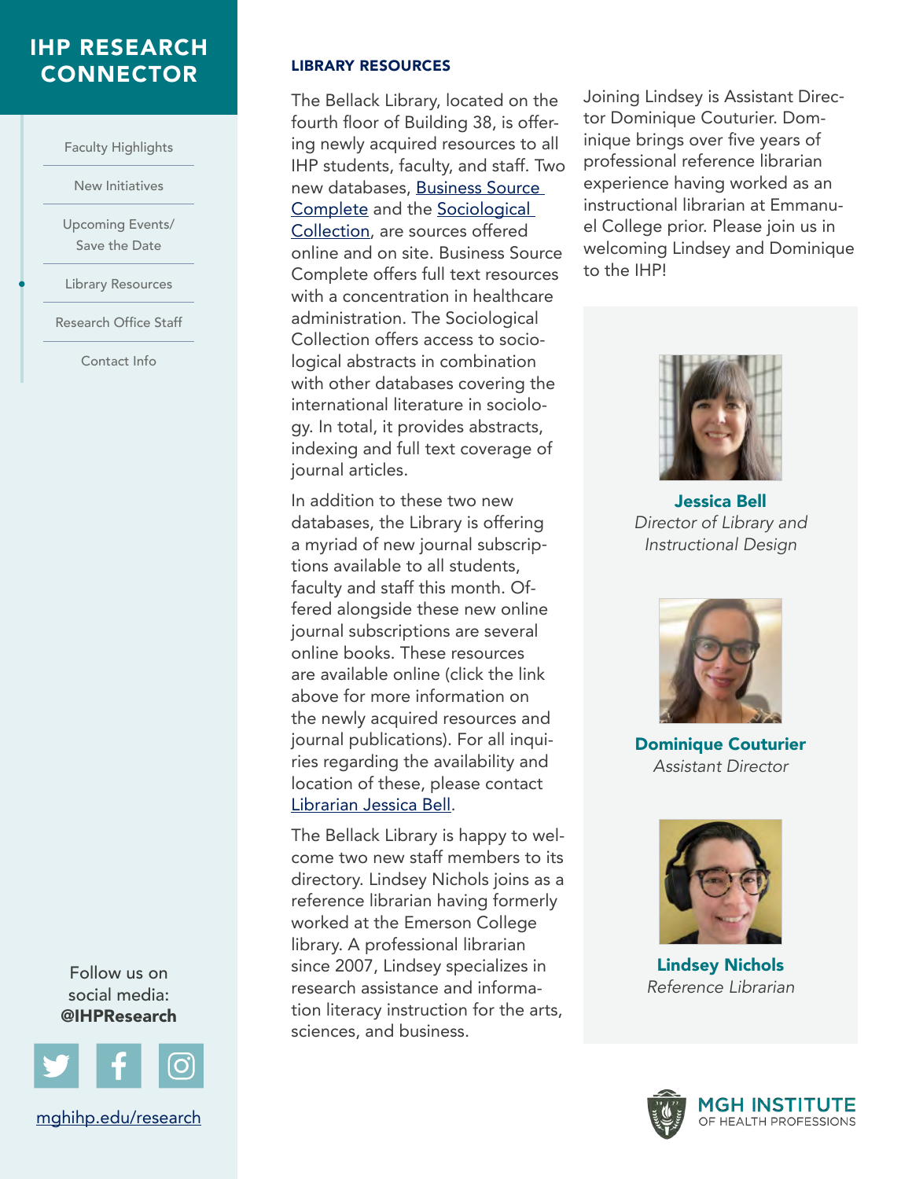# IHP RESEARCH CONNECTOR

- Faculty Highlights
- New Initiatives
- Upcoming Events/ Save the Date
- Library Resources
- Research Office Staff
- Contact Info

## LIBRARY RESOURCES

The Bellack Library, located on the fourth floor of Building 38, is offering newly acquired resources to all IHP students, faculty, and staff. Two new databases, Business Source Complete and the Sociological Collection, are sources offered online and on site. Business Source Complete offers full text resources with a concentration in healthcare administration. The Sociological Collection offers access to sociological abstracts in combination with other databases covering the international literature in sociology. In total, it provides abstracts, indexing and full text coverage of journal articles.

In addition to these two new databases, the Library is offering a myriad of new journal subscriptions available to all students, faculty and staff this month. Offered alongside these new online journal subscriptions are several online books. These resources are available online (click the link above for more information on the newly acquired resources and journal publications). For all inquiries regarding the availability and location of these, please contact Librarian Jessica Bell.

The Bellack Library is happy to welcome two new staff members to its directory. Lindsey Nichols joins as a reference librarian having formerly worked at the Emerson College library. A professional librarian since 2007, Lindsey specializes in research assistance and information literacy instruction for the arts, sciences, and business.

Joining Lindsey is Assistant Director Dominique Couturier. Dominique brings over five years of professional reference librarian experience having worked as an instructional librarian at Emmanuel College prior. Please join us in welcoming Lindsey and Dominique to the IHP!

**Jessica Bell**
*Director of Library and Instructional Design*

**Dominique Couturier**
*Assistant Director*

**Lindsey Nichols**
*Reference Librarian*

Follow us on social media: **@IHPResearch**

mghihp.edu/research

MGH INSTITUTE OF HEALTH PROFESSIONS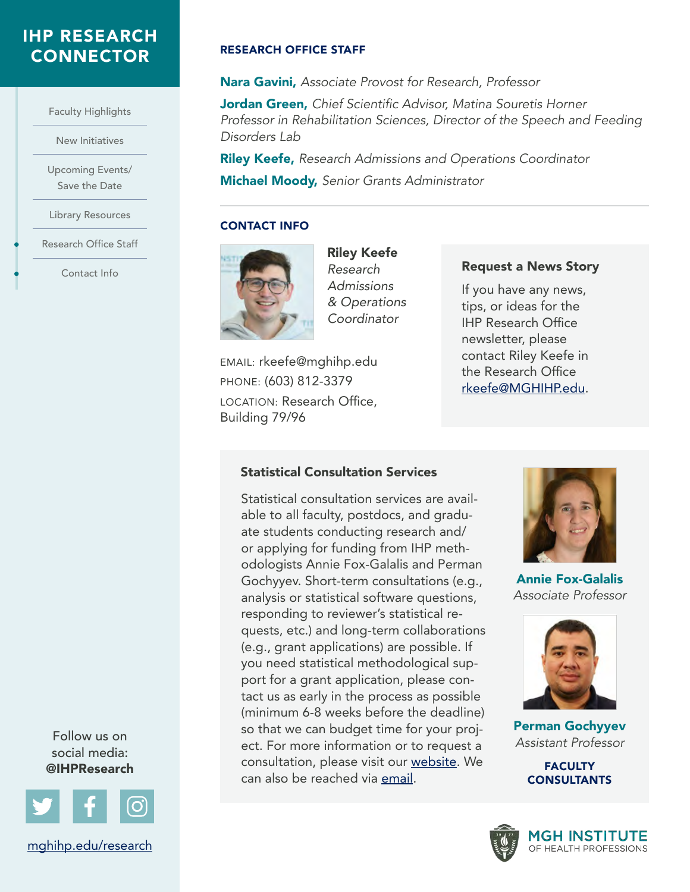# IHP RESEARCH CONNECTOR

- Faculty Highlights
- New Initiatives
- Upcoming Events/ Save the Date
- Library Resources
- Research Office Staff
- Contact Info

## RESEARCH OFFICE STAFF

**Nara Gavini,** *Associate Provost for Research, Professor*

**Jordan Green,** *Chief Scientific Advisor, Matina Souretis Horner Professor in Rehabilitation Sciences, Director of the Speech and Feeding Disorders Lab*

**Riley Keefe,** *Research Admissions and Operations Coordinator*

**Michael Moody,** *Senior Grants Administrator*

## CONTACT INFO

**Riley Keefe**
*Research Admissions & Operations Coordinator*

EMAIL: rkeefe@mghihp.edu
PHONE: (603) 812-3379
LOCATION: Research Office, Building 79/96

### Request a News Story

If you have any news, tips, or ideas for the IHP Research Office newsletter, please contact Riley Keefe in the Research Office rkeefe@MGHIHP.edu.

### Statistical Consultation Services

Statistical consultation services are available to all faculty, postdocs, and graduate students conducting research and/or applying for funding from IHP methodologists Annie Fox-Galalis and Perman Gochyyev. Short-term consultations (e.g., analysis or statistical software questions, responding to reviewer's statistical requests, etc.) and long-term collaborations (e.g., grant applications) are possible. If you need statistical methodological support for a grant application, please contact us as early in the process as possible (minimum 6-8 weeks before the deadline) so that we can budget time for your project. For more information or to request a consultation, please visit our website. We can also be reached via email.

**FACULTY CONSULTANTS**

**Annie Fox-Galalis**
*Associate Professor*

**Perman Gochyyev**
*Assistant Professor*

Follow us on social media: **@IHPResearch**

mghihp.edu/research

MGH INSTITUTE OF HEALTH PROFESSIONS